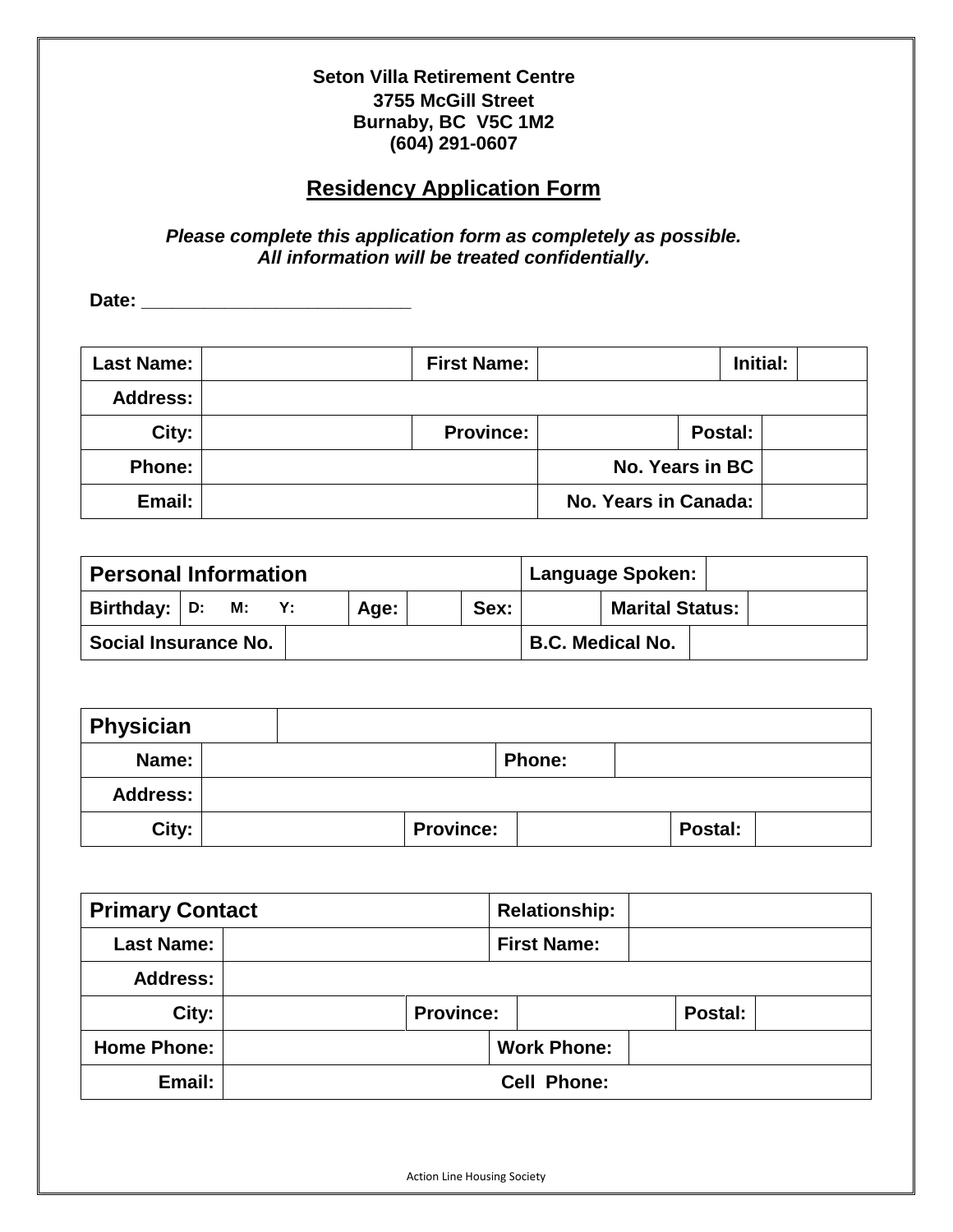**Seton Villa Retirement Centre**
**3755 McGill Street**
**Burnaby, BC V5C 1M2**
**(604) 291-0607**

# Residency Application Form

***Please complete this application form as completely as possible.***
***All information will be treated confidentially.***

**Date:** ___________________________

| **Last Name:** | | **First Name:** | | **Initial:** | |
|---|---|---|---|---|---|
| **Address:** | | | | | |
| **City:** | | **Province:** | | **Postal:** | |
| **Phone:** | | | **No. Years in BC** | | |
| **Email:** | | | **No. Years in Canada:** | | |

| **Personal Information** | | | | | | **Language Spoken:** | |
|---|---|---|---|---|---|---|---|
| **Birthday:** | **D: M: Y:** | **Age:** | | **Sex:** | | **Marital Status:** | |
| **Social Insurance No.** | | | | | | **B.C. Medical No.** | |

| **Physician** | | | | | |
|---|---|---|---|---|---|
| **Name:** | | **Phone:** | | | |
| **Address:** | | | | | |
| **City:** | | **Province:** | | **Postal:** | |

| **Primary Contact** | | | **Relationship:** | | |
|---|---|---|---|---|---|
| **Last Name:** | | | **First Name:** | | |
| **Address:** | | | | | |
| **City:** | | **Province:** | | **Postal:** | |
| **Home Phone:** | | | **Work Phone:** | | |
| **Email:** | | | **Cell Phone:** | | |

Action Line Housing Society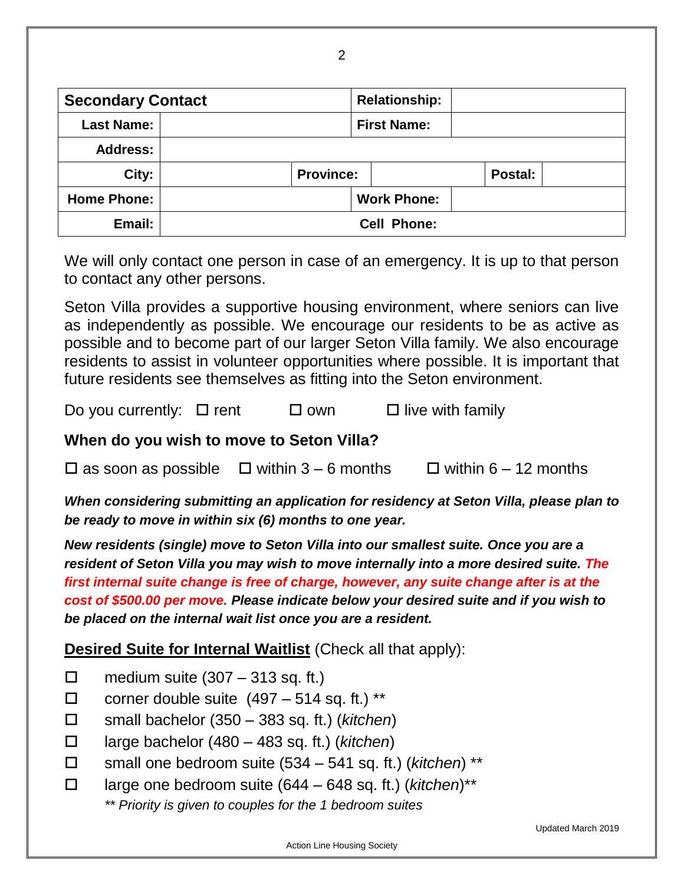| Secondary Contact | | | | Relationship: | | |
|---|---|---|---|---|---|---|
| Last Name: | | | | First Name: | | |
| Address: | | | | | | |
| City: | | Province: | | | Postal: | |
| Home Phone: | | | | Work Phone: | | |
| Email: | | | | Cell Phone: | | |

We will only contact one person in case of an emergency. It is up to that person to contact any other persons.

Seton Villa provides a supportive housing environment, where seniors can live as independently as possible. We encourage our residents to be as active as possible and to become part of our larger Seton Villa family. We also encourage residents to assist in volunteer opportunities where possible. It is important that future residents see themselves as fitting into the Seton environment.

Do you currently: ☐ rent ☐ own ☐ live with family

### When do you wish to move to Seton Villa?

☐ as soon as possible ☐ within 3 – 6 months ☐ within 6 – 12 months

***When considering submitting an application for residency at Seton Villa, please plan to be ready to move in within six (6) months to one year.***

***New residents (single) move to Seton Villa into our smallest suite. Once you are a resident of Seton Villa you may wish to move internally into a more desired suite. The first internal suite change is free of charge, however, any suite change after is at the cost of $500.00 per move. Please indicate below your desired suite and if you wish to be placed on the internal wait list once you are a resident.***

**<u>Desired Suite for Internal Waitlist</u>** (Check all that apply):

- ☐ medium suite (307 – 313 sq. ft.)
- ☐ corner double suite (497 – 514 sq. ft.) **
- ☐ small bachelor (350 – 383 sq. ft.) (*kitchen*)
- ☐ large bachelor (480 – 483 sq. ft.) (*kitchen*)
- ☐ small one bedroom suite (534 – 541 sq. ft.) (*kitchen*) **
- ☐ large one bedroom suite (644 – 648 sq. ft.) (*kitchen*)**

*** Priority is given to couples for the 1 bedroom suites*

Updated March 2019

Action Line Housing Society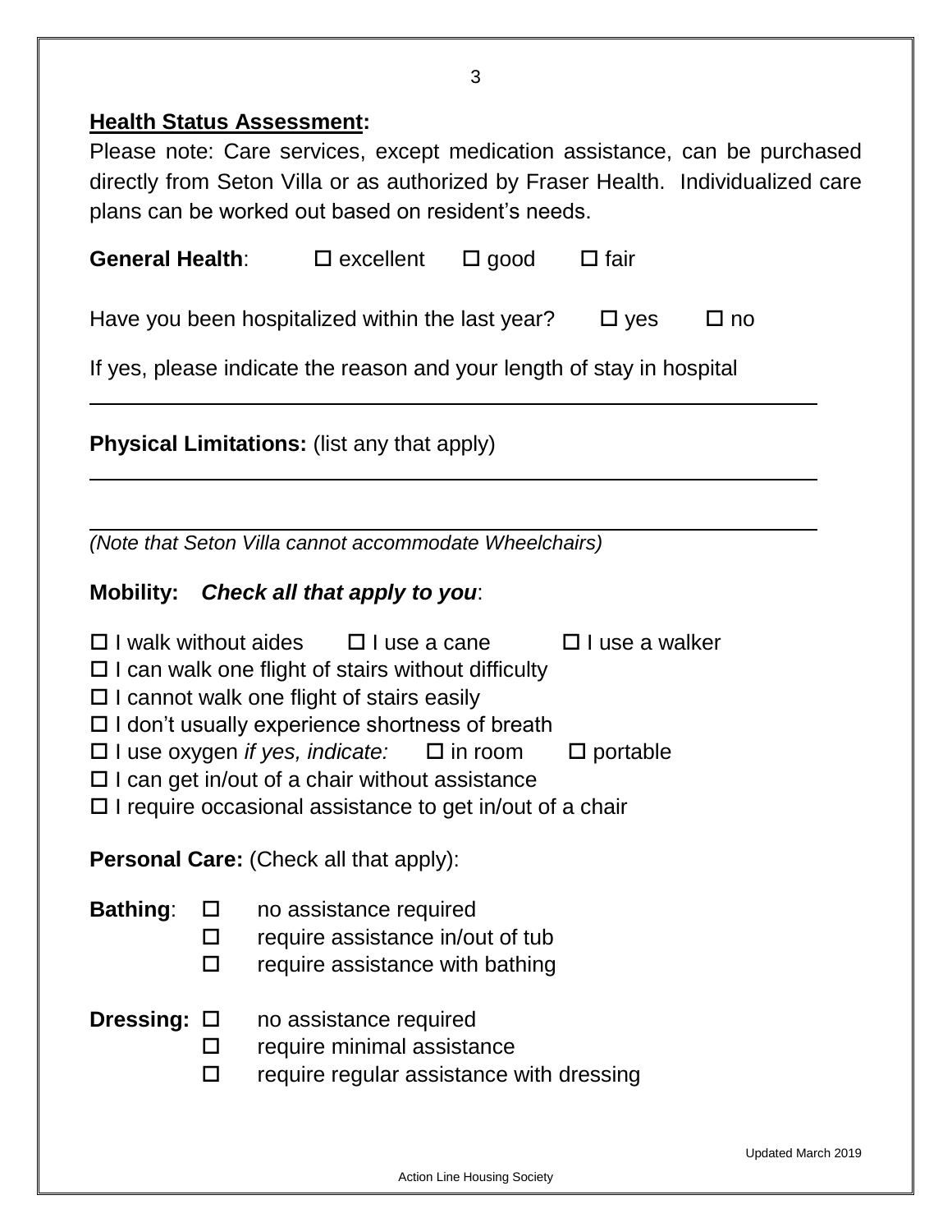**Health Status Assessment:**

Please note: Care services, except medication assistance, can be purchased directly from Seton Villa or as authorized by Fraser Health. Individualized care plans can be worked out based on resident's needs.

**General Health**: ☐ excellent ☐ good ☐ fair

Have you been hospitalized within the last year? ☐ yes ☐ no

If yes, please indicate the reason and your length of stay in hospital

\_\_\_\_\_\_\_\_\_\_\_\_\_\_\_\_\_\_\_\_\_\_\_\_\_\_\_\_\_\_\_\_\_\_\_\_\_\_\_\_\_\_\_\_\_\_\_\_\_\_\_\_\_\_\_\_\_\_\_\_

**Physical Limitations:** (list any that apply)

\_\_\_\_\_\_\_\_\_\_\_\_\_\_\_\_\_\_\_\_\_\_\_\_\_\_\_\_\_\_\_\_\_\_\_\_\_\_\_\_\_\_\_\_\_\_\_\_\_\_\_\_\_\_\_\_\_\_\_\_

\_\_\_\_\_\_\_\_\_\_\_\_\_\_\_\_\_\_\_\_\_\_\_\_\_\_\_\_\_\_\_\_\_\_\_\_\_\_\_\_\_\_\_\_\_\_\_\_\_\_\_\_\_\_\_\_\_\_\_\_

*(Note that Seton Villa cannot accommodate Wheelchairs)*

**Mobility:** ***Check all that apply to you***:

☐ I walk without aides ☐ I use a cane ☐ I use a walker
☐ I can walk one flight of stairs without difficulty
☐ I cannot walk one flight of stairs easily
☐ I don't usually experience shortness of breath
☐ I use oxygen *if yes, indicate:* ☐ in room ☐ portable
☐ I can get in/out of a chair without assistance
☐ I require occasional assistance to get in/out of a chair

**Personal Care:** (Check all that apply):

**Bathing**:
☐ no assistance required
☐ require assistance in/out of tub
☐ require assistance with bathing

**Dressing:**
☐ no assistance required
☐ require minimal assistance
☐ require regular assistance with dressing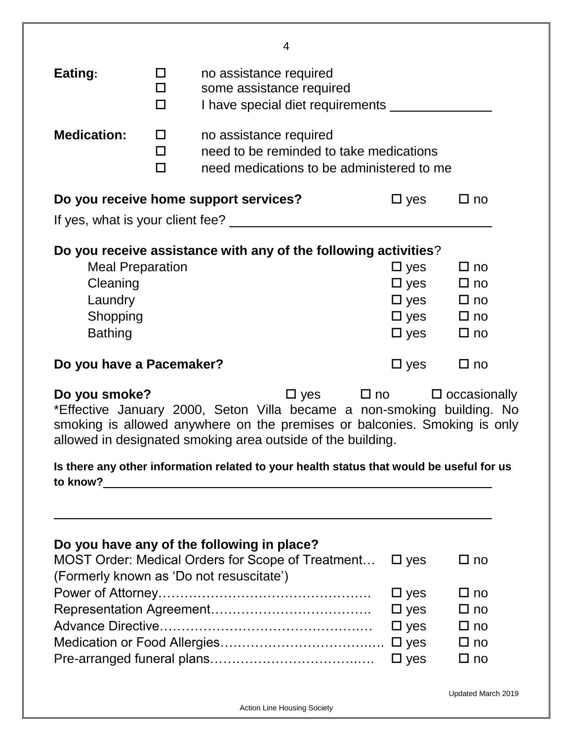**Eating:**

- ☐ no assistance required
- ☐ some assistance required
- ☐ I have special diet requirements ______________

**Medication:**

- ☐ no assistance required
- ☐ need to be reminded to take medications
- ☐ need medications to be administered to me

**Do you receive home support services?** ☐ yes ☐ no

If yes, what is your client fee? ____________________________________

**Do you receive assistance with any of the following activities**?

| | | |
|---|---|---|
| Meal Preparation | ☐ yes | ☐ no |
| Cleaning | ☐ yes | ☐ no |
| Laundry | ☐ yes | ☐ no |
| Shopping | ☐ yes | ☐ no |
| Bathing | ☐ yes | ☐ no |

**Do you have a Pacemaker?** ☐ yes ☐ no

**Do you smoke?** ☐ yes ☐ no ☐ occasionally

*Effective January 2000, Seton Villa became a non-smoking building. No smoking is allowed anywhere on the premises or balconies. Smoking is only allowed in designated smoking area outside of the building.

**Is there any other information related to your health status that would be useful for us to know?** ____________________________________________________________

____________________________________________________________

**Do you have any of the following in place?**

| | | |
|---|---|---|
| MOST Order: Medical Orders for Scope of Treatment… (Formerly known as 'Do not resuscitate') | ☐ yes | ☐ no |
| Power of Attorney…………………………………………. | ☐ yes | ☐ no |
| Representation Agreement………………………………. | ☐ yes | ☐ no |
| Advance Directive…………………………………………. | ☐ yes | ☐ no |
| Medication or Food Allergies……………………………… | ☐ yes | ☐ no |
| Pre-arranged funeral plans………………………………. | ☐ yes | ☐ no |

Updated March 2019

Action Line Housing Society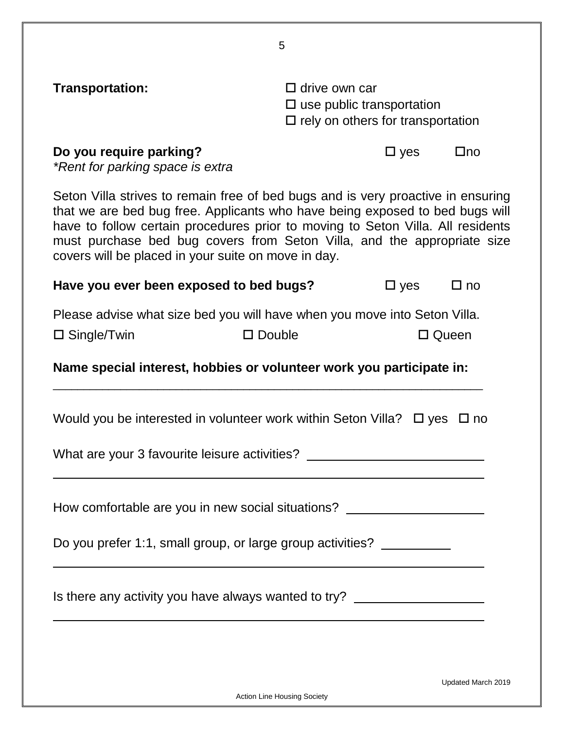**Transportation:**

☐ drive own car
☐ use public transportation
☐ rely on others for transportation

**Do you require parking?** ☐ yes ☐no
*\*Rent for parking space is extra*

Seton Villa strives to remain free of bed bugs and is very proactive in ensuring that we are bed bug free. Applicants who have being exposed to bed bugs will have to follow certain procedures prior to moving to Seton Villa. All residents must purchase bed bug covers from Seton Villa, and the appropriate size covers will be placed in your suite on move in day.

**Have you ever been exposed to bed bugs?** ☐ yes ☐ no

Please advise what size bed you will have when you move into Seton Villa.

☐ Single/Twin ☐ Double ☐ Queen

**Name special interest, hobbies or volunteer work you participate in:**

_______________________________________________________________

Would you be interested in volunteer work within Seton Villa? ☐ yes ☐ no

What are your 3 favourite leisure activities? ___________________________

_______________________________________________________________

How comfortable are you in new social situations? _____________________

Do you prefer 1:1, small group, or large group activities? __________

_______________________________________________________________

Is there any activity you have always wanted to try? ____________________

_______________________________________________________________

Updated March 2019

Action Line Housing Society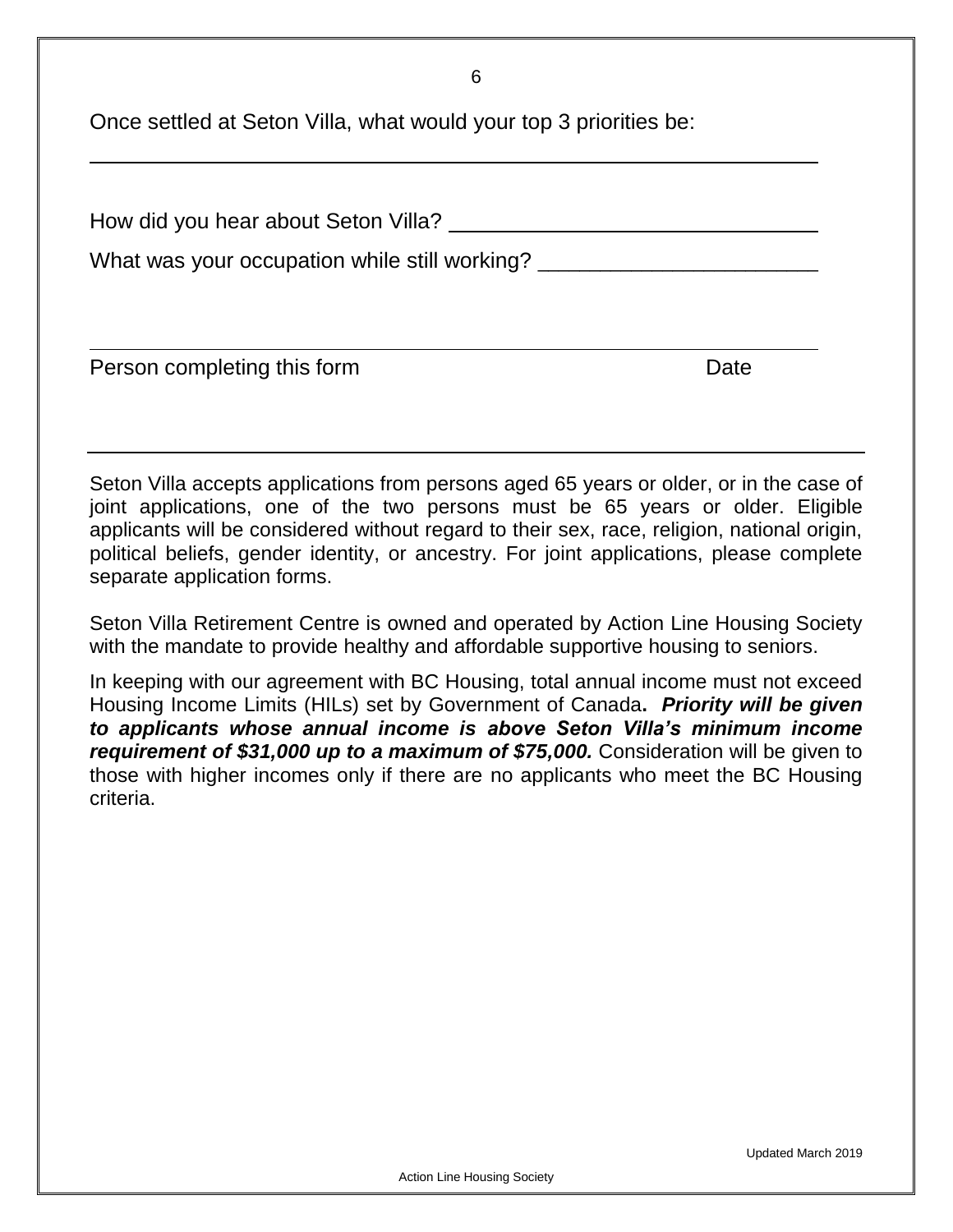Once settled at Seton Villa, what would your top 3 priorities be:

______________________________________________________________

How did you hear about Seton Villa? ______________________________

What was your occupation while still working? _______________________

______________________________________________________________

Person completing this form Date

---

Seton Villa accepts applications from persons aged 65 years or older, or in the case of joint applications, one of the two persons must be 65 years or older. Eligible applicants will be considered without regard to their sex, race, religion, national origin, political beliefs, gender identity, or ancestry. For joint applications, please complete separate application forms.

Seton Villa Retirement Centre is owned and operated by Action Line Housing Society with the mandate to provide healthy and affordable supportive housing to seniors.

In keeping with our agreement with BC Housing, total annual income must not exceed Housing Income Limits (HILs) set by Government of Canada**.** ***Priority will be given to applicants whose annual income is above Seton Villa's minimum income requirement of $31,000 up to a maximum of $75,000.*** Consideration will be given to those with higher incomes only if there are no applicants who meet the BC Housing criteria.

Updated March 2019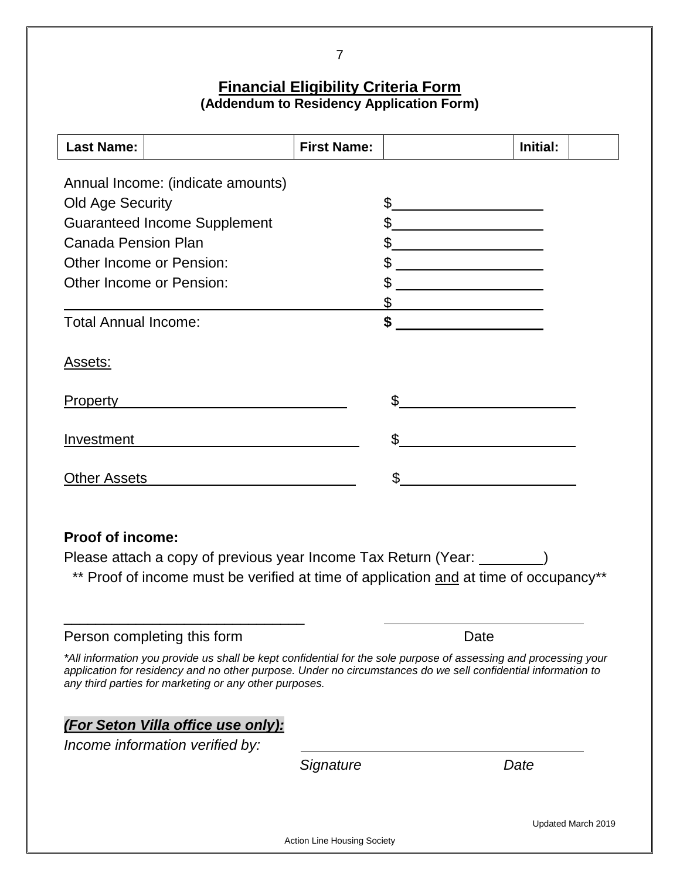## Financial Eligibility Criteria Form

**(Addendum to Residency Application Form)**

| **Last Name:** | | **First Name:** | | **Initial:** | |
|---|---|---|---|---|---|

Annual Income: (indicate amounts)

Old Age Security $\_\_\_\_\_\_\_\_\_\_\_\_\_\_\_\_\_\_\_\_

Guaranteed Income Supplement $\_\_\_\_\_\_\_\_\_\_\_\_\_\_\_\_\_\_\_\_

Canada Pension Plan $\_\_\_\_\_\_\_\_\_\_\_\_\_\_\_\_\_\_\_\_

Other Income or Pension: $ \_\_\_\_\_\_\_\_\_\_\_\_\_\_\_\_\_\_\_\_

Other Income or Pension: $ \_\_\_\_\_\_\_\_\_\_\_\_\_\_\_\_\_\_\_\_

\_\_\_\_\_\_\_\_\_\_\_\_\_\_\_\_\_\_\_\_\_\_\_\_\_\_\_\_\_\_\_\_\_\_\_\_\_\_ $\_\_\_\_\_\_\_\_\_\_\_\_\_\_\_\_\_\_\_\_

Total Annual Income: **$** \_\_\_\_\_\_\_\_\_\_\_\_\_\_\_\_\_\_\_\_

Assets:

Property \_\_\_\_\_\_\_\_\_\_\_\_\_\_\_\_\_\_\_\_\_\_\_\_\_\_\_\_ $\_\_\_\_\_\_\_\_\_\_\_\_\_\_\_\_\_\_\_\_\_\_\_\_

Investment \_\_\_\_\_\_\_\_\_\_\_\_\_\_\_\_\_\_\_\_\_\_\_\_\_\_\_\_ $\_\_\_\_\_\_\_\_\_\_\_\_\_\_\_\_\_\_\_\_\_\_\_\_

Other Assets \_\_\_\_\_\_\_\_\_\_\_\_\_\_\_\_\_\_\_\_\_\_\_\_\_\_\_\_ $\_\_\_\_\_\_\_\_\_\_\_\_\_\_\_\_\_\_\_\_\_\_\_\_

**Proof of income:**

Please attach a copy of previous year Income Tax Return (Year: \_\_\_\_\_\_\_\_)

** Proof of income must be verified at time of application and at time of occupancy**

\_\_\_\_\_\_\_\_\_\_\_\_\_\_\_\_\_\_\_\_\_\_\_\_\_\_\_\_\_\_ \_\_\_\_\_\_\_\_\_\_\_\_\_\_\_\_\_\_\_\_\_\_\_\_\_\_

Person completing this form Date

*All information you provide us shall be kept confidential for the sole purpose of assessing and processing your application for residency and no other purpose. Under no circumstances do we sell confidential information to any third parties for marketing or any other purposes.*

***(For Seton Villa office use only):***

*Income information verified by:* \_\_\_\_\_\_\_\_\_\_\_\_\_\_\_\_\_\_\_\_\_\_\_\_\_\_\_\_\_\_\_\_\_\_\_\_

*Signature* *Date*

Updated March 2019

Action Line Housing Society